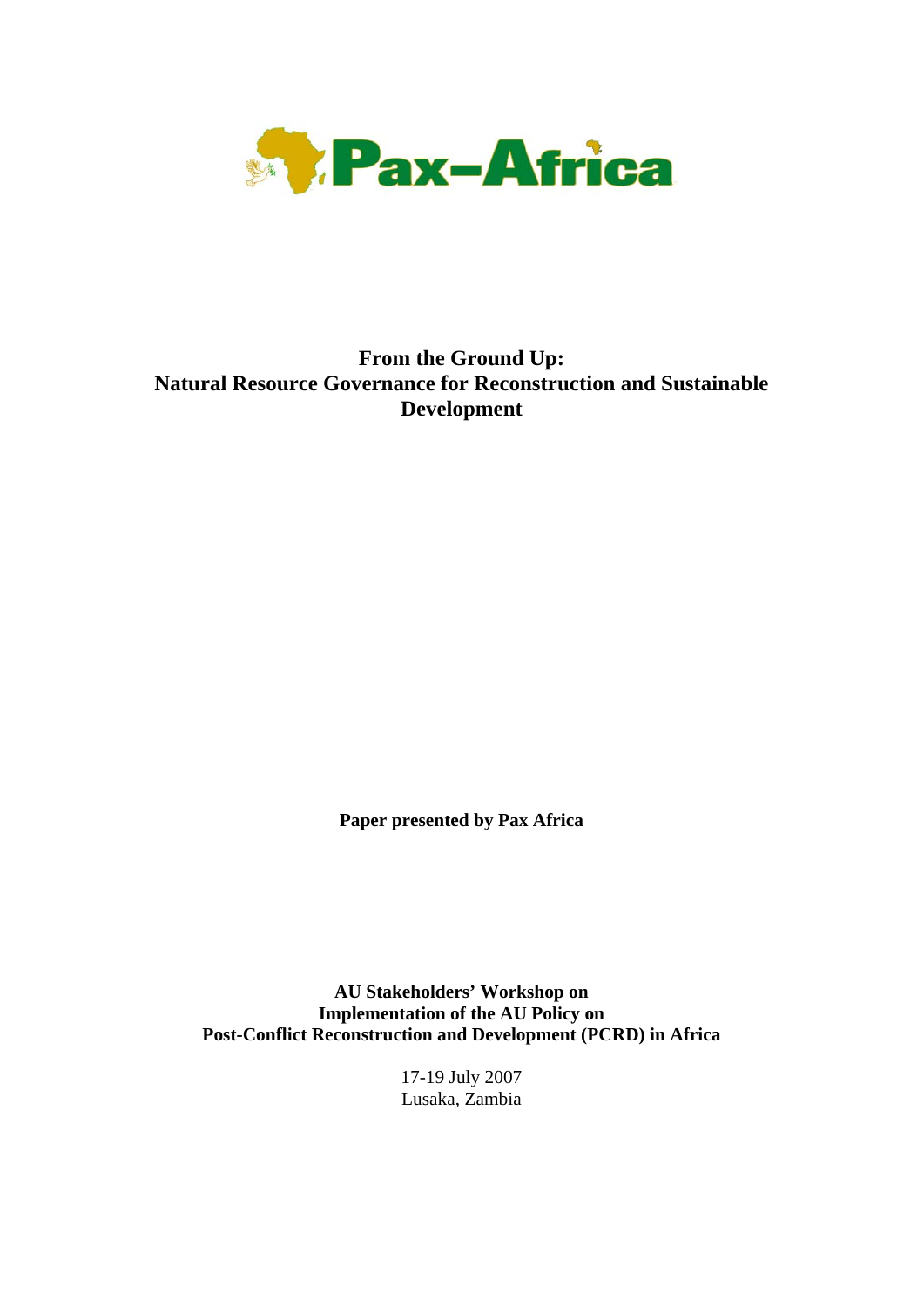Pax–Africa

# From the Ground Up: Natural Resource Governance for Reconstruction and Sustainable Development

**Paper presented by Pax Africa**

**AU Stakeholders' Workshop on Implementation of the AU Policy on Post-Conflict Reconstruction and Development (PCRD) in Africa**

17-19 July 2007
Lusaka, Zambia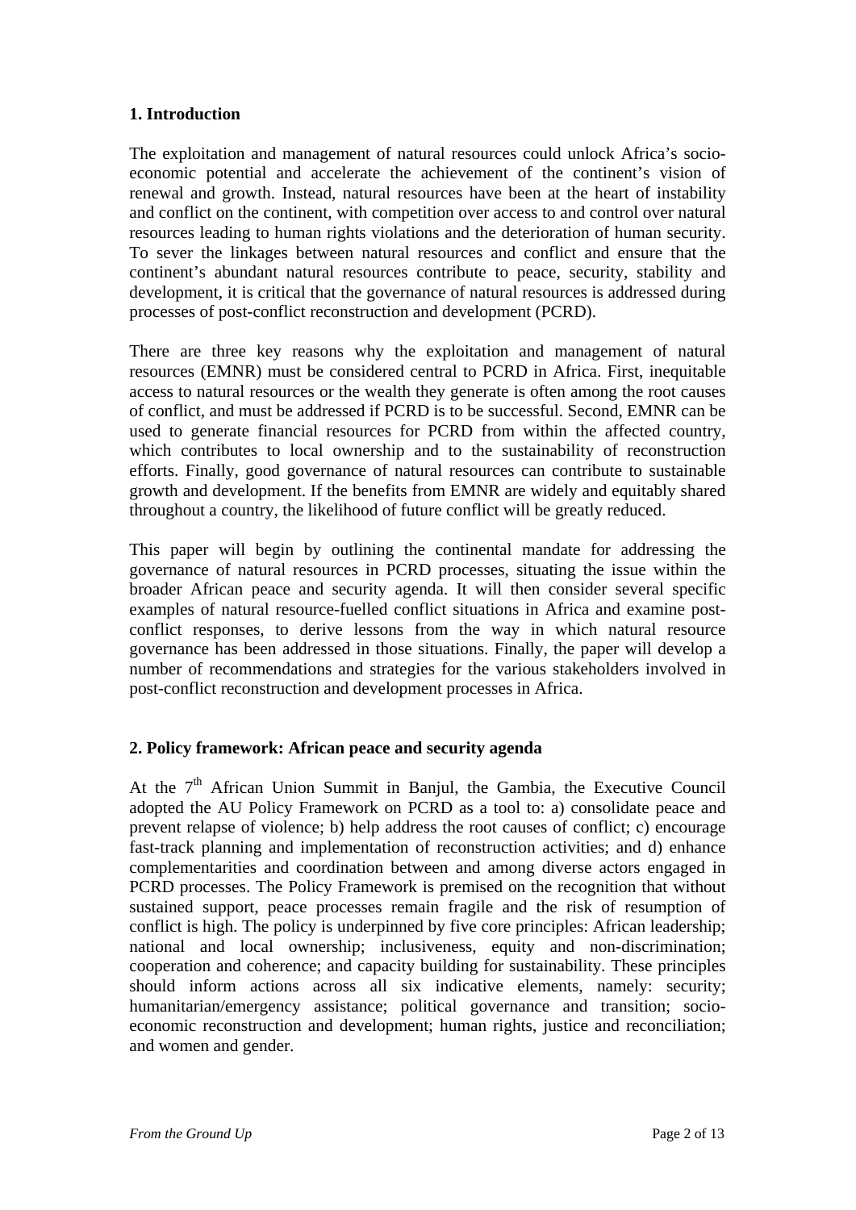## 1. Introduction

The exploitation and management of natural resources could unlock Africa's socio-economic potential and accelerate the achievement of the continent's vision of renewal and growth. Instead, natural resources have been at the heart of instability and conflict on the continent, with competition over access to and control over natural resources leading to human rights violations and the deterioration of human security. To sever the linkages between natural resources and conflict and ensure that the continent's abundant natural resources contribute to peace, security, stability and development, it is critical that the governance of natural resources is addressed during processes of post-conflict reconstruction and development (PCRD).

There are three key reasons why the exploitation and management of natural resources (EMNR) must be considered central to PCRD in Africa. First, inequitable access to natural resources or the wealth they generate is often among the root causes of conflict, and must be addressed if PCRD is to be successful. Second, EMNR can be used to generate financial resources for PCRD from within the affected country, which contributes to local ownership and to the sustainability of reconstruction efforts. Finally, good governance of natural resources can contribute to sustainable growth and development. If the benefits from EMNR are widely and equitably shared throughout a country, the likelihood of future conflict will be greatly reduced.

This paper will begin by outlining the continental mandate for addressing the governance of natural resources in PCRD processes, situating the issue within the broader African peace and security agenda. It will then consider several specific examples of natural resource-fuelled conflict situations in Africa and examine post-conflict responses, to derive lessons from the way in which natural resource governance has been addressed in those situations. Finally, the paper will develop a number of recommendations and strategies for the various stakeholders involved in post-conflict reconstruction and development processes in Africa.

## 2. Policy framework: African peace and security agenda

At the 7th African Union Summit in Banjul, the Gambia, the Executive Council adopted the AU Policy Framework on PCRD as a tool to: a) consolidate peace and prevent relapse of violence; b) help address the root causes of conflict; c) encourage fast-track planning and implementation of reconstruction activities; and d) enhance complementarities and coordination between and among diverse actors engaged in PCRD processes. The Policy Framework is premised on the recognition that without sustained support, peace processes remain fragile and the risk of resumption of conflict is high. The policy is underpinned by five core principles: African leadership; national and local ownership; inclusiveness, equity and non-discrimination; cooperation and coherence; and capacity building for sustainability. These principles should inform actions across all six indicative elements, namely: security; humanitarian/emergency assistance; political governance and transition; socio-economic reconstruction and development; human rights, justice and reconciliation; and women and gender.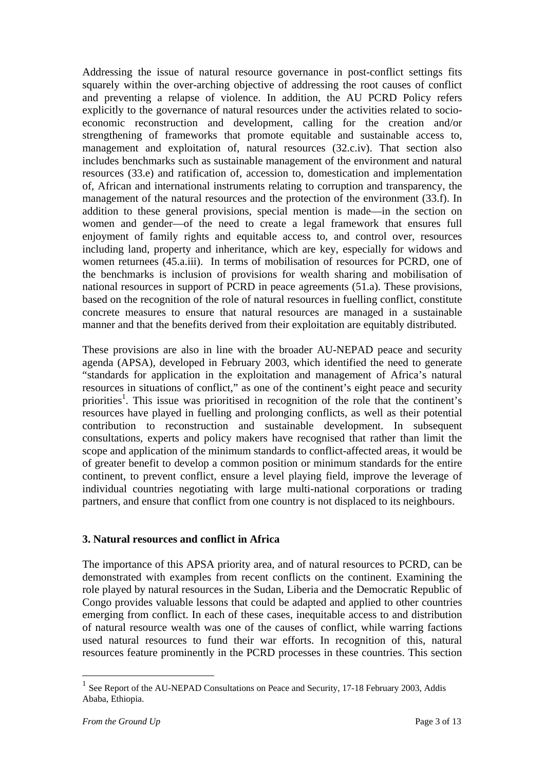Addressing the issue of natural resource governance in post-conflict settings fits squarely within the over-arching objective of addressing the root causes of conflict and preventing a relapse of violence. In addition, the AU PCRD Policy refers explicitly to the governance of natural resources under the activities related to socio-economic reconstruction and development, calling for the creation and/or strengthening of frameworks that promote equitable and sustainable access to, management and exploitation of, natural resources (32.c.iv). That section also includes benchmarks such as sustainable management of the environment and natural resources (33.e) and ratification of, accession to, domestication and implementation of, African and international instruments relating to corruption and transparency, the management of the natural resources and the protection of the environment (33.f). In addition to these general provisions, special mention is made—in the section on women and gender—of the need to create a legal framework that ensures full enjoyment of family rights and equitable access to, and control over, resources including land, property and inheritance, which are key, especially for widows and women returnees (45.a.iii). In terms of mobilisation of resources for PCRD, one of the benchmarks is inclusion of provisions for wealth sharing and mobilisation of national resources in support of PCRD in peace agreements (51.a). These provisions, based on the recognition of the role of natural resources in fuelling conflict, constitute concrete measures to ensure that natural resources are managed in a sustainable manner and that the benefits derived from their exploitation are equitably distributed.

These provisions are also in line with the broader AU-NEPAD peace and security agenda (APSA), developed in February 2003, which identified the need to generate "standards for application in the exploitation and management of Africa's natural resources in situations of conflict," as one of the continent's eight peace and security priorities[1]. This issue was prioritised in recognition of the role that the continent's resources have played in fuelling and prolonging conflicts, as well as their potential contribution to reconstruction and sustainable development. In subsequent consultations, experts and policy makers have recognised that rather than limit the scope and application of the minimum standards to conflict-affected areas, it would be of greater benefit to develop a common position or minimum standards for the entire continent, to prevent conflict, ensure a level playing field, improve the leverage of individual countries negotiating with large multi-national corporations or trading partners, and ensure that conflict from one country is not displaced to its neighbours.

## 3. Natural resources and conflict in Africa

The importance of this APSA priority area, and of natural resources to PCRD, can be demonstrated with examples from recent conflicts on the continent. Examining the role played by natural resources in the Sudan, Liberia and the Democratic Republic of Congo provides valuable lessons that could be adapted and applied to other countries emerging from conflict. In each of these cases, inequitable access to and distribution of natural resource wealth was one of the causes of conflict, while warring factions used natural resources to fund their war efforts. In recognition of this, natural resources feature prominently in the PCRD processes in these countries. This section

[1] See Report of the AU-NEPAD Consultations on Peace and Security, 17-18 February 2003, Addis Ababa, Ethiopia.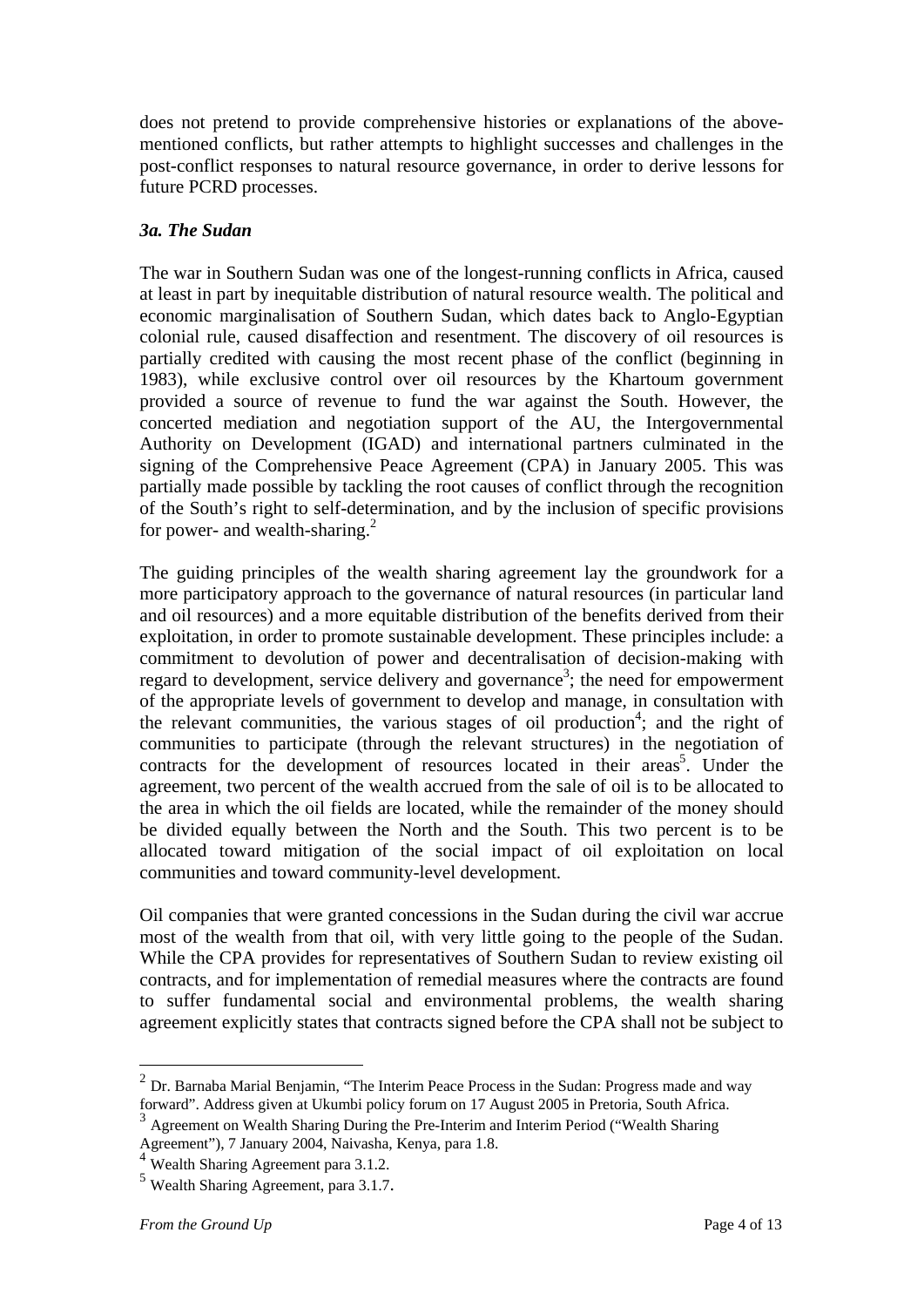does not pretend to provide comprehensive histories or explanations of the above-mentioned conflicts, but rather attempts to highlight successes and challenges in the post-conflict responses to natural resource governance, in order to derive lessons for future PCRD processes.

### *3a. The Sudan*

The war in Southern Sudan was one of the longest-running conflicts in Africa, caused at least in part by inequitable distribution of natural resource wealth. The political and economic marginalisation of Southern Sudan, which dates back to Anglo-Egyptian colonial rule, caused disaffection and resentment. The discovery of oil resources is partially credited with causing the most recent phase of the conflict (beginning in 1983), while exclusive control over oil resources by the Khartoum government provided a source of revenue to fund the war against the South. However, the concerted mediation and negotiation support of the AU, the Intergovernmental Authority on Development (IGAD) and international partners culminated in the signing of the Comprehensive Peace Agreement (CPA) in January 2005. This was partially made possible by tackling the root causes of conflict through the recognition of the South's right to self-determination, and by the inclusion of specific provisions for power- and wealth-sharing.[2]

The guiding principles of the wealth sharing agreement lay the groundwork for a more participatory approach to the governance of natural resources (in particular land and oil resources) and a more equitable distribution of the benefits derived from their exploitation, in order to promote sustainable development. These principles include: a commitment to devolution of power and decentralisation of decision-making with regard to development, service delivery and governance[3]; the need for empowerment of the appropriate levels of government to develop and manage, in consultation with the relevant communities, the various stages of oil production[4]; and the right of communities to participate (through the relevant structures) in the negotiation of contracts for the development of resources located in their areas[5]. Under the agreement, two percent of the wealth accrued from the sale of oil is to be allocated to the area in which the oil fields are located, while the remainder of the money should be divided equally between the North and the South. This two percent is to be allocated toward mitigation of the social impact of oil exploitation on local communities and toward community-level development.

Oil companies that were granted concessions in the Sudan during the civil war accrue most of the wealth from that oil, with very little going to the people of the Sudan. While the CPA provides for representatives of Southern Sudan to review existing oil contracts, and for implementation of remedial measures where the contracts are found to suffer fundamental social and environmental problems, the wealth sharing agreement explicitly states that contracts signed before the CPA shall not be subject to

---

[2] Dr. Barnaba Marial Benjamin, "The Interim Peace Process in the Sudan: Progress made and way forward". Address given at Ukumbi policy forum on 17 August 2005 in Pretoria, South Africa.

[3] Agreement on Wealth Sharing During the Pre-Interim and Interim Period ("Wealth Sharing Agreement"), 7 January 2004, Naivasha, Kenya, para 1.8.

[4] Wealth Sharing Agreement para 3.1.2.

[5] Wealth Sharing Agreement, para 3.1.7.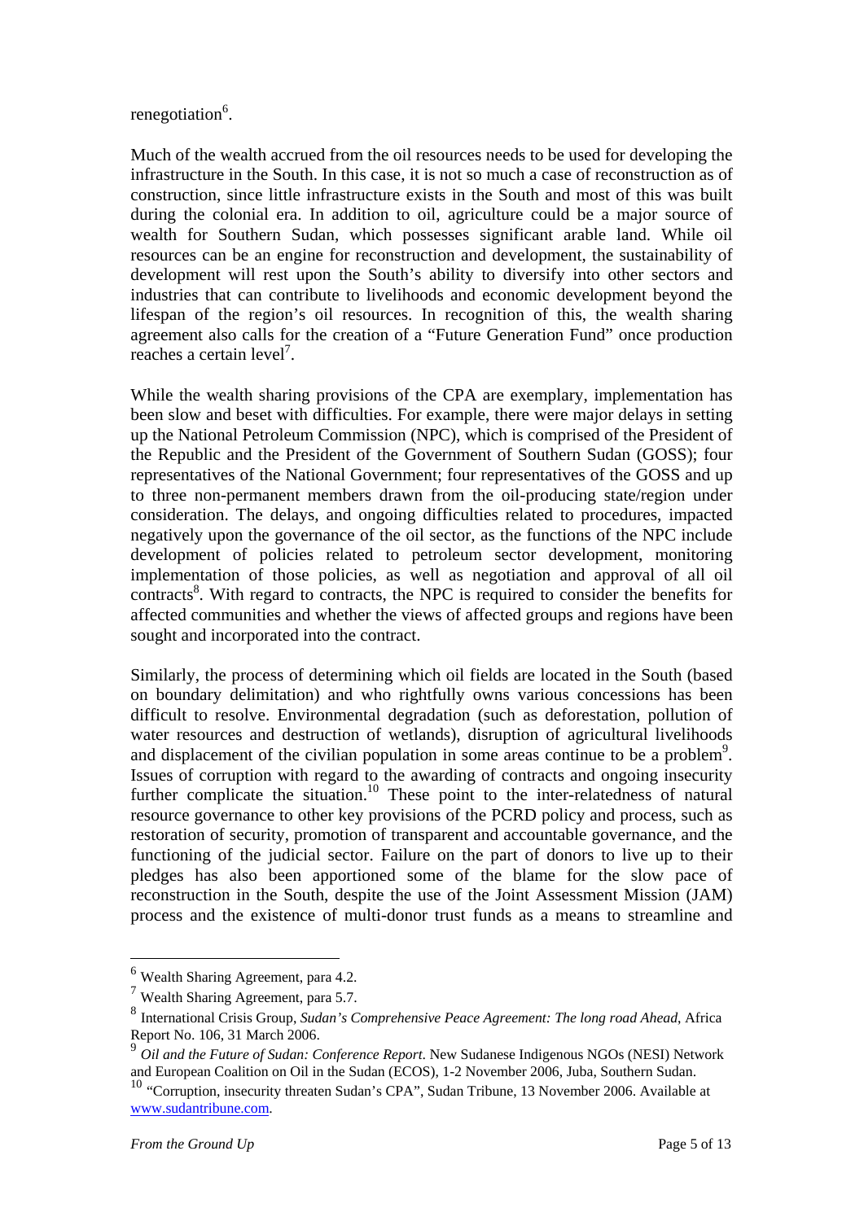renegotiation[6].

Much of the wealth accrued from the oil resources needs to be used for developing the infrastructure in the South. In this case, it is not so much a case of reconstruction as of construction, since little infrastructure exists in the South and most of this was built during the colonial era. In addition to oil, agriculture could be a major source of wealth for Southern Sudan, which possesses significant arable land. While oil resources can be an engine for reconstruction and development, the sustainability of development will rest upon the South's ability to diversify into other sectors and industries that can contribute to livelihoods and economic development beyond the lifespan of the region's oil resources. In recognition of this, the wealth sharing agreement also calls for the creation of a "Future Generation Fund" once production reaches a certain level[7].

While the wealth sharing provisions of the CPA are exemplary, implementation has been slow and beset with difficulties. For example, there were major delays in setting up the National Petroleum Commission (NPC), which is comprised of the President of the Republic and the President of the Government of Southern Sudan (GOSS); four representatives of the National Government; four representatives of the GOSS and up to three non-permanent members drawn from the oil-producing state/region under consideration. The delays, and ongoing difficulties related to procedures, impacted negatively upon the governance of the oil sector, as the functions of the NPC include development of policies related to petroleum sector development, monitoring implementation of those policies, as well as negotiation and approval of all oil contracts[8]. With regard to contracts, the NPC is required to consider the benefits for affected communities and whether the views of affected groups and regions have been sought and incorporated into the contract.

Similarly, the process of determining which oil fields are located in the South (based on boundary delimitation) and who rightfully owns various concessions has been difficult to resolve. Environmental degradation (such as deforestation, pollution of water resources and destruction of wetlands), disruption of agricultural livelihoods and displacement of the civilian population in some areas continue to be a problem[9]. Issues of corruption with regard to the awarding of contracts and ongoing insecurity further complicate the situation.[10] These point to the inter-relatedness of natural resource governance to other key provisions of the PCRD policy and process, such as restoration of security, promotion of transparent and accountable governance, and the functioning of the judicial sector. Failure on the part of donors to live up to their pledges has also been apportioned some of the blame for the slow pace of reconstruction in the South, despite the use of the Joint Assessment Mission (JAM) process and the existence of multi-donor trust funds as a means to streamline and

---

[6] Wealth Sharing Agreement, para 4.2.

[7] Wealth Sharing Agreement, para 5.7.

[8] International Crisis Group, *Sudan's Comprehensive Peace Agreement: The long road Ahead*, Africa Report No. 106, 31 March 2006.

[9] *Oil and the Future of Sudan: Conference Report*. New Sudanese Indigenous NGOs (NESI) Network and European Coalition on Oil in the Sudan (ECOS), 1-2 November 2006, Juba, Southern Sudan.

[10] "Corruption, insecurity threaten Sudan's CPA", Sudan Tribune, 13 November 2006. Available at www.sudantribune.com.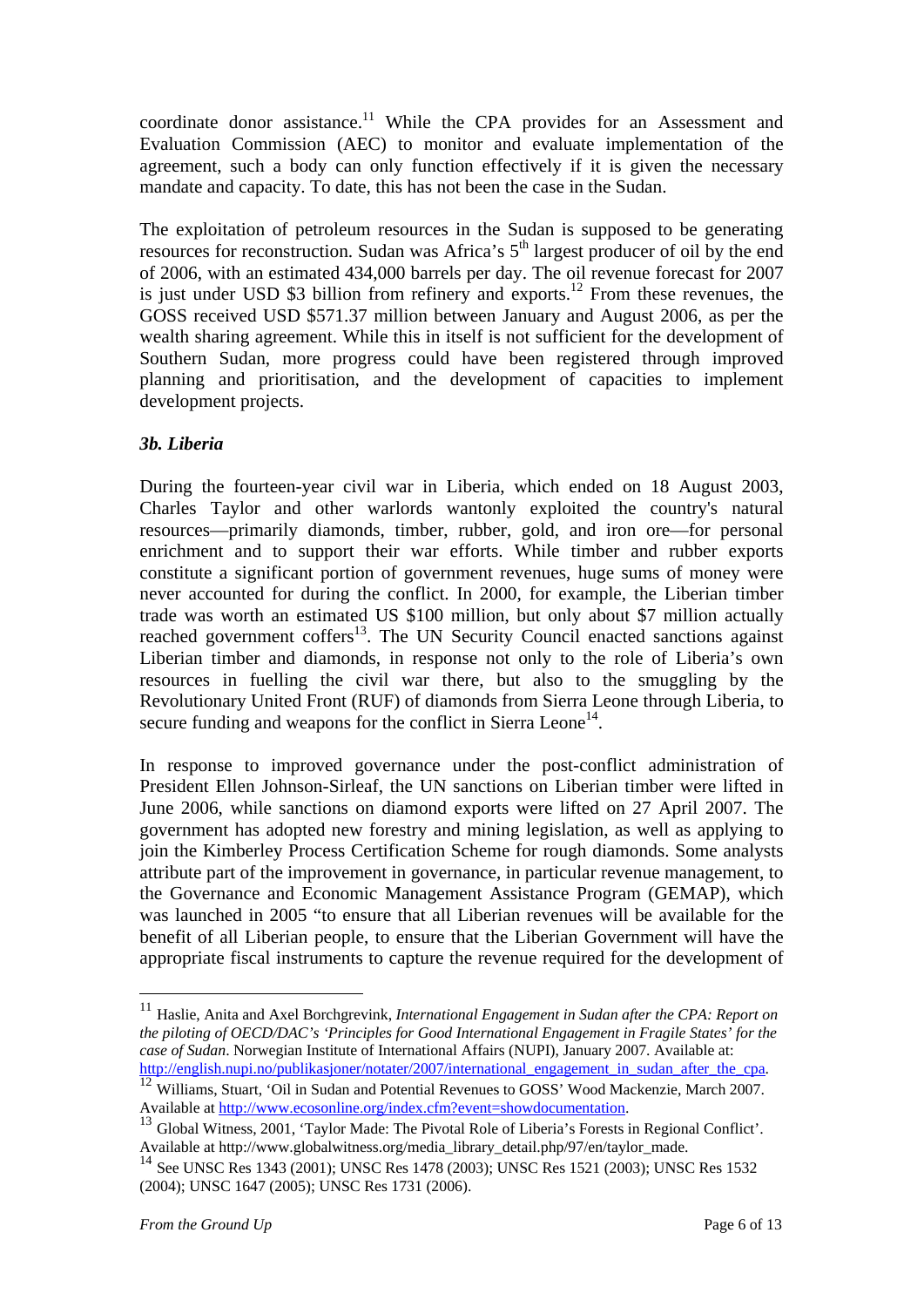coordinate donor assistance.[11] While the CPA provides for an Assessment and Evaluation Commission (AEC) to monitor and evaluate implementation of the agreement, such a body can only function effectively if it is given the necessary mandate and capacity. To date, this has not been the case in the Sudan.

The exploitation of petroleum resources in the Sudan is supposed to be generating resources for reconstruction. Sudan was Africa's 5th largest producer of oil by the end of 2006, with an estimated 434,000 barrels per day. The oil revenue forecast for 2007 is just under USD $3 billion from refinery and exports.[12] From these revenues, the GOSS received USD $571.37 million between January and August 2006, as per the wealth sharing agreement. While this in itself is not sufficient for the development of Southern Sudan, more progress could have been registered through improved planning and prioritisation, and the development of capacities to implement development projects.

### *3b. Liberia*

During the fourteen-year civil war in Liberia, which ended on 18 August 2003, Charles Taylor and other warlords wantonly exploited the country's natural resources—primarily diamonds, timber, rubber, gold, and iron ore—for personal enrichment and to support their war efforts. While timber and rubber exports constitute a significant portion of government revenues, huge sums of money were never accounted for during the conflict. In 2000, for example, the Liberian timber trade was worth an estimated US $100 million, but only about $7 million actually reached government coffers[13]. The UN Security Council enacted sanctions against Liberian timber and diamonds, in response not only to the role of Liberia's own resources in fuelling the civil war there, but also to the smuggling by the Revolutionary United Front (RUF) of diamonds from Sierra Leone through Liberia, to secure funding and weapons for the conflict in Sierra Leone[14].

In response to improved governance under the post-conflict administration of President Ellen Johnson-Sirleaf, the UN sanctions on Liberian timber were lifted in June 2006, while sanctions on diamond exports were lifted on 27 April 2007. The government has adopted new forestry and mining legislation, as well as applying to join the Kimberley Process Certification Scheme for rough diamonds. Some analysts attribute part of the improvement in governance, in particular revenue management, to the Governance and Economic Management Assistance Program (GEMAP), which was launched in 2005 "to ensure that all Liberian revenues will be available for the benefit of all Liberian people, to ensure that the Liberian Government will have the appropriate fiscal instruments to capture the revenue required for the development of

---

[11] Haslie, Anita and Axel Borchgrevink, *International Engagement in Sudan after the CPA: Report on the piloting of OECD/DAC's 'Principles for Good International Engagement in Fragile States' for the case of Sudan*. Norwegian Institute of International Affairs (NUPI), January 2007. Available at: http://english.nupi.no/publikasjoner/notater/2007/international_engagement_in_sudan_after_the_cpa.

[12] Williams, Stuart, 'Oil in Sudan and Potential Revenues to GOSS' Wood Mackenzie, March 2007. Available at http://www.ecosonline.org/index.cfm?event=showdocumentation.

[13] Global Witness, 2001, 'Taylor Made: The Pivotal Role of Liberia's Forests in Regional Conflict'. Available at http://www.globalwitness.org/media_library_detail.php/97/en/taylor_made.

[14] See UNSC Res 1343 (2001); UNSC Res 1478 (2003); UNSC Res 1521 (2003); UNSC Res 1532 (2004); UNSC 1647 (2005); UNSC Res 1731 (2006).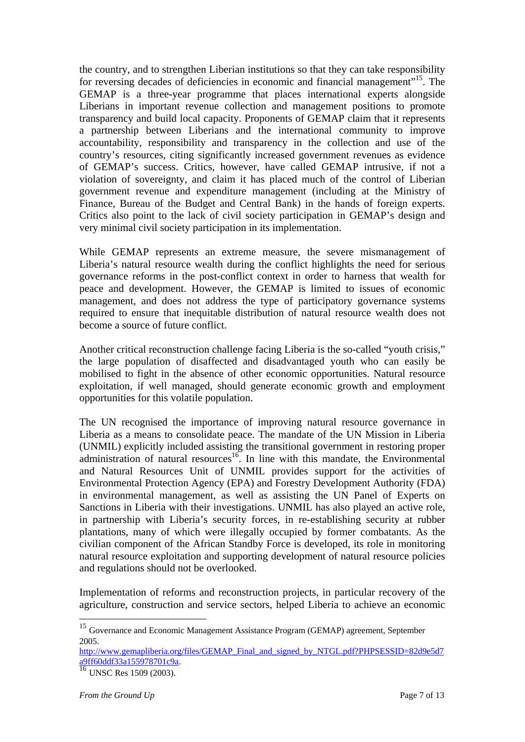the country, and to strengthen Liberian institutions so that they can take responsibility for reversing decades of deficiencies in economic and financial management"[15]. The GEMAP is a three-year programme that places international experts alongside Liberians in important revenue collection and management positions to promote transparency and build local capacity. Proponents of GEMAP claim that it represents a partnership between Liberians and the international community to improve accountability, responsibility and transparency in the collection and use of the country's resources, citing significantly increased government revenues as evidence of GEMAP's success. Critics, however, have called GEMAP intrusive, if not a violation of sovereignty, and claim it has placed much of the control of Liberian government revenue and expenditure management (including at the Ministry of Finance, Bureau of the Budget and Central Bank) in the hands of foreign experts. Critics also point to the lack of civil society participation in GEMAP's design and very minimal civil society participation in its implementation.

While GEMAP represents an extreme measure, the severe mismanagement of Liberia's natural resource wealth during the conflict highlights the need for serious governance reforms in the post-conflict context in order to harness that wealth for peace and development. However, the GEMAP is limited to issues of economic management, and does not address the type of participatory governance systems required to ensure that inequitable distribution of natural resource wealth does not become a source of future conflict.

Another critical reconstruction challenge facing Liberia is the so-called "youth crisis," the large population of disaffected and disadvantaged youth who can easily be mobilised to fight in the absence of other economic opportunities. Natural resource exploitation, if well managed, should generate economic growth and employment opportunities for this volatile population.

The UN recognised the importance of improving natural resource governance in Liberia as a means to consolidate peace. The mandate of the UN Mission in Liberia (UNMIL) explicitly included assisting the transitional government in restoring proper administration of natural resources[16]. In line with this mandate, the Environmental and Natural Resources Unit of UNMIL provides support for the activities of Environmental Protection Agency (EPA) and Forestry Development Authority (FDA) in environmental management, as well as assisting the UN Panel of Experts on Sanctions in Liberia with their investigations. UNMIL has also played an active role, in partnership with Liberia's security forces, in re-establishing security at rubber plantations, many of which were illegally occupied by former combatants. As the civilian component of the African Standby Force is developed, its role in monitoring natural resource exploitation and supporting development of natural resource policies and regulations should not be overlooked.

Implementation of reforms and reconstruction projects, in particular recovery of the agriculture, construction and service sectors, helped Liberia to achieve an economic

---

[15] Governance and Economic Management Assistance Program (GEMAP) agreement, September 2005. http://www.gemapliberia.org/files/GEMAP_Final_and_signed_by_NTGL.pdf?PHPSESSID=82d9e5d7a9ff60ddf33a155978701c9a.

[16] UNSC Res 1509 (2003).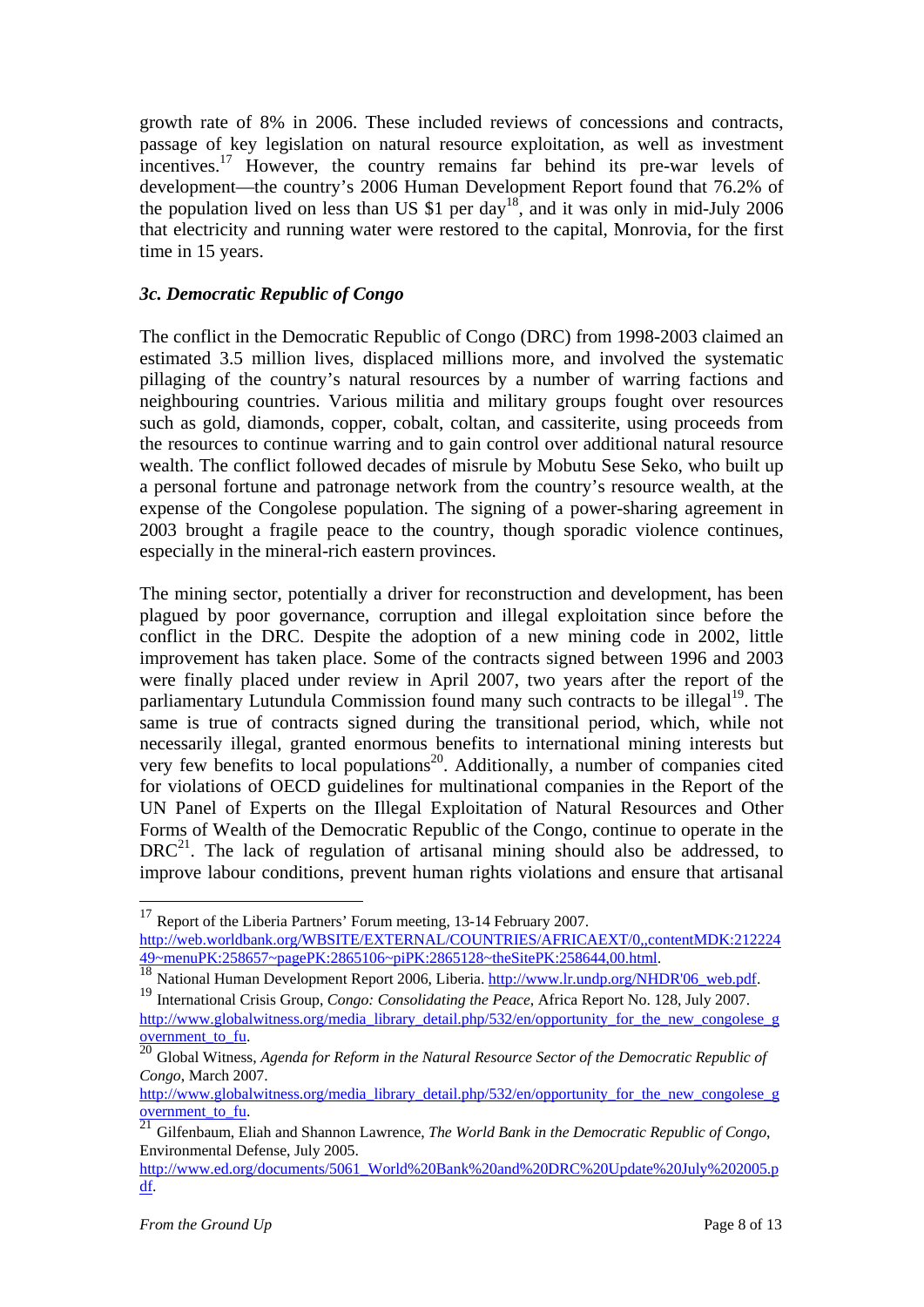growth rate of 8% in 2006. These included reviews of concessions and contracts, passage of key legislation on natural resource exploitation, as well as investment incentives.[17] However, the country remains far behind its pre-war levels of development—the country's 2006 Human Development Report found that 76.2% of the population lived on less than US $1 per day[18], and it was only in mid-July 2006 that electricity and running water were restored to the capital, Monrovia, for the first time in 15 years.

### *3c. Democratic Republic of Congo*

The conflict in the Democratic Republic of Congo (DRC) from 1998-2003 claimed an estimated 3.5 million lives, displaced millions more, and involved the systematic pillaging of the country's natural resources by a number of warring factions and neighbouring countries. Various militia and military groups fought over resources such as gold, diamonds, copper, cobalt, coltan, and cassiterite, using proceeds from the resources to continue warring and to gain control over additional natural resource wealth. The conflict followed decades of misrule by Mobutu Sese Seko, who built up a personal fortune and patronage network from the country's resource wealth, at the expense of the Congolese population. The signing of a power-sharing agreement in 2003 brought a fragile peace to the country, though sporadic violence continues, especially in the mineral-rich eastern provinces.

The mining sector, potentially a driver for reconstruction and development, has been plagued by poor governance, corruption and illegal exploitation since before the conflict in the DRC. Despite the adoption of a new mining code in 2002, little improvement has taken place. Some of the contracts signed between 1996 and 2003 were finally placed under review in April 2007, two years after the report of the parliamentary Lutundula Commission found many such contracts to be illegal[19]. The same is true of contracts signed during the transitional period, which, while not necessarily illegal, granted enormous benefits to international mining interests but very few benefits to local populations[20]. Additionally, a number of companies cited for violations of OECD guidelines for multinational companies in the Report of the UN Panel of Experts on the Illegal Exploitation of Natural Resources and Other Forms of Wealth of the Democratic Republic of the Congo, continue to operate in the DRC[21]. The lack of regulation of artisanal mining should also be addressed, to improve labour conditions, prevent human rights violations and ensure that artisanal

---

[17] Report of the Liberia Partners' Forum meeting, 13-14 February 2007. http://web.worldbank.org/WBSITE/EXTERNAL/COUNTRIES/AFRICAEXT/0,,contentMDK:21222449~menuPK:258657~pagePK:2865106~piPK:2865128~theSitePK:258644,00.html.

[18] National Human Development Report 2006, Liberia. http://www.lr.undp.org/NHDR'06_web.pdf.

[19] International Crisis Group, *Congo: Consolidating the Peace*, Africa Report No. 128, July 2007. http://www.globalwitness.org/media_library_detail.php/532/en/opportunity_for_the_new_congolese_government_to_fu.

[20] Global Witness, *Agenda for Reform in the Natural Resource Sector of the Democratic Republic of Congo*, March 2007. http://www.globalwitness.org/media_library_detail.php/532/en/opportunity_for_the_new_congolese_government_to_fu.

[21] Gilfenbaum, Eliah and Shannon Lawrence, *The World Bank in the Democratic Republic of Congo*, Environmental Defense, July 2005. http://www.ed.org/documents/5061_World%20Bank%20and%20DRC%20Update%20July%202005.pdf.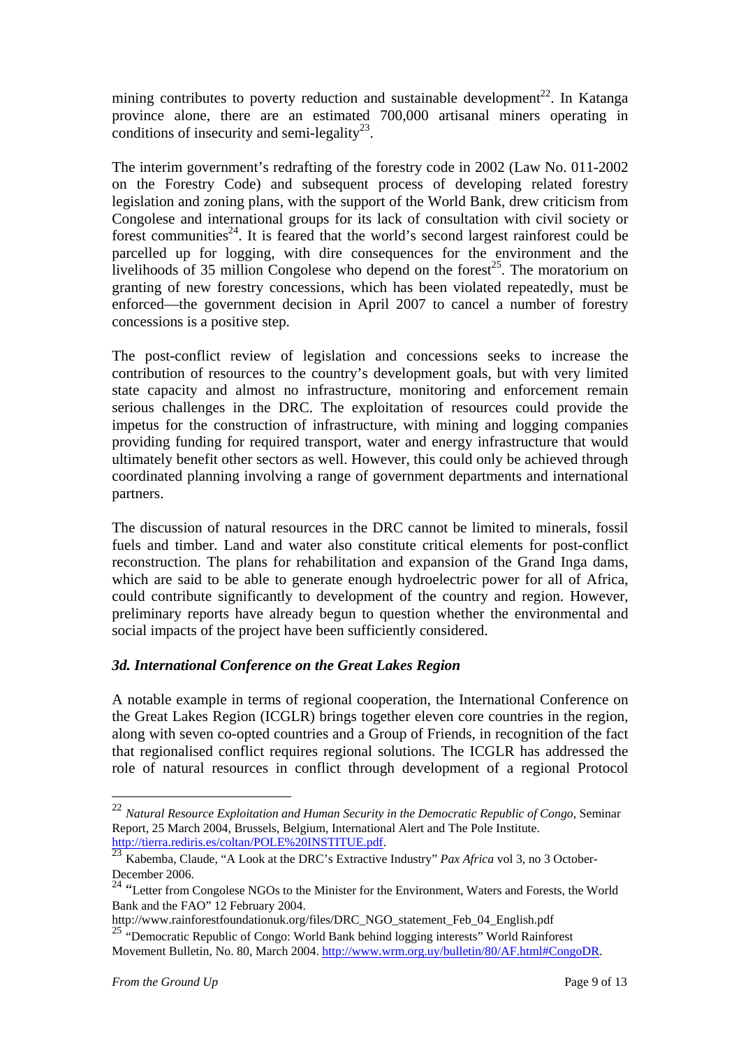mining contributes to poverty reduction and sustainable development[22]. In Katanga province alone, there are an estimated 700,000 artisanal miners operating in conditions of insecurity and semi-legality[23].

The interim government's redrafting of the forestry code in 2002 (Law No. 011-2002 on the Forestry Code) and subsequent process of developing related forestry legislation and zoning plans, with the support of the World Bank, drew criticism from Congolese and international groups for its lack of consultation with civil society or forest communities[24]. It is feared that the world's second largest rainforest could be parcelled up for logging, with dire consequences for the environment and the livelihoods of 35 million Congolese who depend on the forest[25]. The moratorium on granting of new forestry concessions, which has been violated repeatedly, must be enforced—the government decision in April 2007 to cancel a number of forestry concessions is a positive step.

The post-conflict review of legislation and concessions seeks to increase the contribution of resources to the country's development goals, but with very limited state capacity and almost no infrastructure, monitoring and enforcement remain serious challenges in the DRC. The exploitation of resources could provide the impetus for the construction of infrastructure, with mining and logging companies providing funding for required transport, water and energy infrastructure that would ultimately benefit other sectors as well. However, this could only be achieved through coordinated planning involving a range of government departments and international partners.

The discussion of natural resources in the DRC cannot be limited to minerals, fossil fuels and timber. Land and water also constitute critical elements for post-conflict reconstruction. The plans for rehabilitation and expansion of the Grand Inga dams, which are said to be able to generate enough hydroelectric power for all of Africa, could contribute significantly to development of the country and region. However, preliminary reports have already begun to question whether the environmental and social impacts of the project have been sufficiently considered.

### *3d. International Conference on the Great Lakes Region*

A notable example in terms of regional cooperation, the International Conference on the Great Lakes Region (ICGLR) brings together eleven core countries in the region, along with seven co-opted countries and a Group of Friends, in recognition of the fact that regionalised conflict requires regional solutions. The ICGLR has addressed the role of natural resources in conflict through development of a regional Protocol

---

[22] *Natural Resource Exploitation and Human Security in the Democratic Republic of Congo*, Seminar Report, 25 March 2004, Brussels, Belgium, International Alert and The Pole Institute. http://tierra.rediris.es/coltan/POLE%20INSTITUE.pdf.

[23] Kabemba, Claude, "A Look at the DRC's Extractive Industry" *Pax Africa* vol 3, no 3 October-December 2006.

[24] "Letter from Congolese NGOs to the Minister for the Environment, Waters and Forests, the World Bank and the FAO" 12 February 2004. http://www.rainforestfoundationuk.org/files/DRC_NGO_statement_Feb_04_English.pdf

[25] "Democratic Republic of Congo: World Bank behind logging interests" World Rainforest Movement Bulletin, No. 80, March 2004. http://www.wrm.org.uy/bulletin/80/AF.html#CongoDR.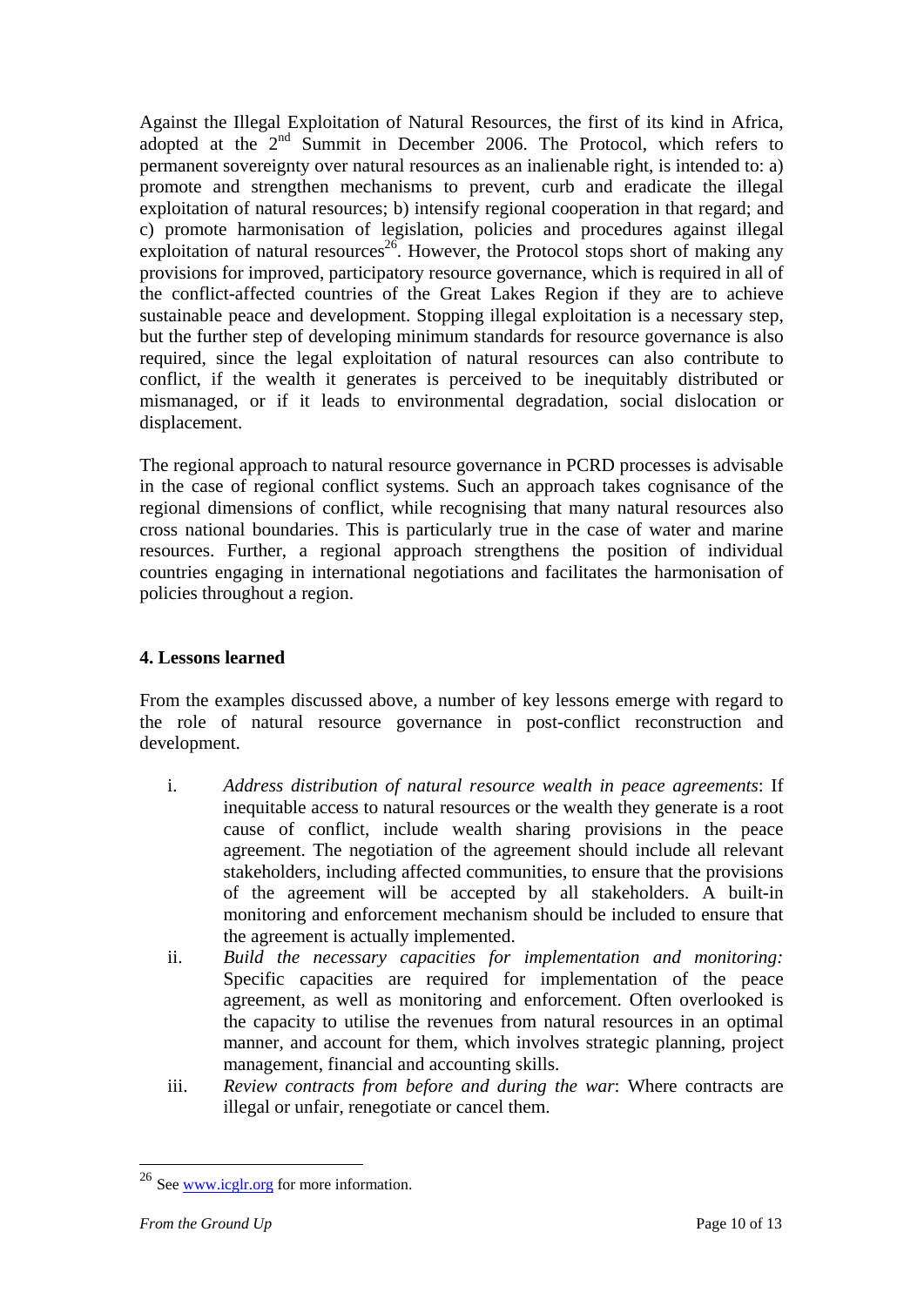Against the Illegal Exploitation of Natural Resources, the first of its kind in Africa, adopted at the 2nd Summit in December 2006. The Protocol, which refers to permanent sovereignty over natural resources as an inalienable right, is intended to: a) promote and strengthen mechanisms to prevent, curb and eradicate the illegal exploitation of natural resources; b) intensify regional cooperation in that regard; and c) promote harmonisation of legislation, policies and procedures against illegal exploitation of natural resources[26]. However, the Protocol stops short of making any provisions for improved, participatory resource governance, which is required in all of the conflict-affected countries of the Great Lakes Region if they are to achieve sustainable peace and development. Stopping illegal exploitation is a necessary step, but the further step of developing minimum standards for resource governance is also required, since the legal exploitation of natural resources can also contribute to conflict, if the wealth it generates is perceived to be inequitably distributed or mismanaged, or if it leads to environmental degradation, social dislocation or displacement.

The regional approach to natural resource governance in PCRD processes is advisable in the case of regional conflict systems. Such an approach takes cognisance of the regional dimensions of conflict, while recognising that many natural resources also cross national boundaries. This is particularly true in the case of water and marine resources. Further, a regional approach strengthens the position of individual countries engaging in international negotiations and facilitates the harmonisation of policies throughout a region.

## 4. Lessons learned

From the examples discussed above, a number of key lessons emerge with regard to the role of natural resource governance in post-conflict reconstruction and development.

i. *Address distribution of natural resource wealth in peace agreements*: If inequitable access to natural resources or the wealth they generate is a root cause of conflict, include wealth sharing provisions in the peace agreement. The negotiation of the agreement should include all relevant stakeholders, including affected communities, to ensure that the provisions of the agreement will be accepted by all stakeholders. A built-in monitoring and enforcement mechanism should be included to ensure that the agreement is actually implemented.

ii. *Build the necessary capacities for implementation and monitoring:* Specific capacities are required for implementation of the peace agreement, as well as monitoring and enforcement. Often overlooked is the capacity to utilise the revenues from natural resources in an optimal manner, and account for them, which involves strategic planning, project management, financial and accounting skills.

iii. *Review contracts from before and during the war*: Where contracts are illegal or unfair, renegotiate or cancel them.

---

[26] See www.icglr.org for more information.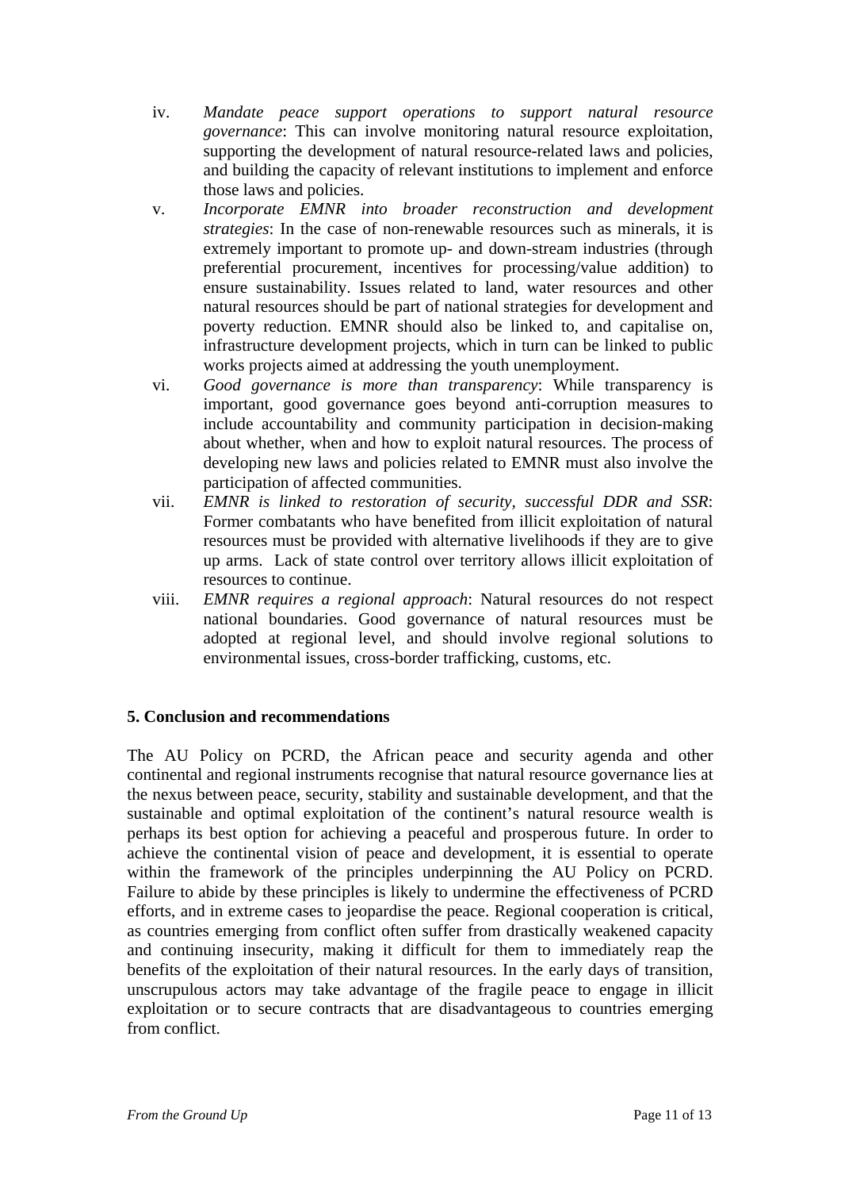iv. *Mandate peace support operations to support natural resource governance*: This can involve monitoring natural resource exploitation, supporting the development of natural resource-related laws and policies, and building the capacity of relevant institutions to implement and enforce those laws and policies.

v. *Incorporate EMNR into broader reconstruction and development strategies*: In the case of non-renewable resources such as minerals, it is extremely important to promote up- and down-stream industries (through preferential procurement, incentives for processing/value addition) to ensure sustainability. Issues related to land, water resources and other natural resources should be part of national strategies for development and poverty reduction. EMNR should also be linked to, and capitalise on, infrastructure development projects, which in turn can be linked to public works projects aimed at addressing the youth unemployment.

vi. *Good governance is more than transparency*: While transparency is important, good governance goes beyond anti-corruption measures to include accountability and community participation in decision-making about whether, when and how to exploit natural resources. The process of developing new laws and policies related to EMNR must also involve the participation of affected communities.

vii. *EMNR is linked to restoration of security, successful DDR and SSR*: Former combatants who have benefited from illicit exploitation of natural resources must be provided with alternative livelihoods if they are to give up arms. Lack of state control over territory allows illicit exploitation of resources to continue.

viii. *EMNR requires a regional approach*: Natural resources do not respect national boundaries. Good governance of natural resources must be adopted at regional level, and should involve regional solutions to environmental issues, cross-border trafficking, customs, etc.

## 5. Conclusion and recommendations

The AU Policy on PCRD, the African peace and security agenda and other continental and regional instruments recognise that natural resource governance lies at the nexus between peace, security, stability and sustainable development, and that the sustainable and optimal exploitation of the continent's natural resource wealth is perhaps its best option for achieving a peaceful and prosperous future. In order to achieve the continental vision of peace and development, it is essential to operate within the framework of the principles underpinning the AU Policy on PCRD. Failure to abide by these principles is likely to undermine the effectiveness of PCRD efforts, and in extreme cases to jeopardise the peace. Regional cooperation is critical, as countries emerging from conflict often suffer from drastically weakened capacity and continuing insecurity, making it difficult for them to immediately reap the benefits of the exploitation of their natural resources. In the early days of transition, unscrupulous actors may take advantage of the fragile peace to engage in illicit exploitation or to secure contracts that are disadvantageous to countries emerging from conflict.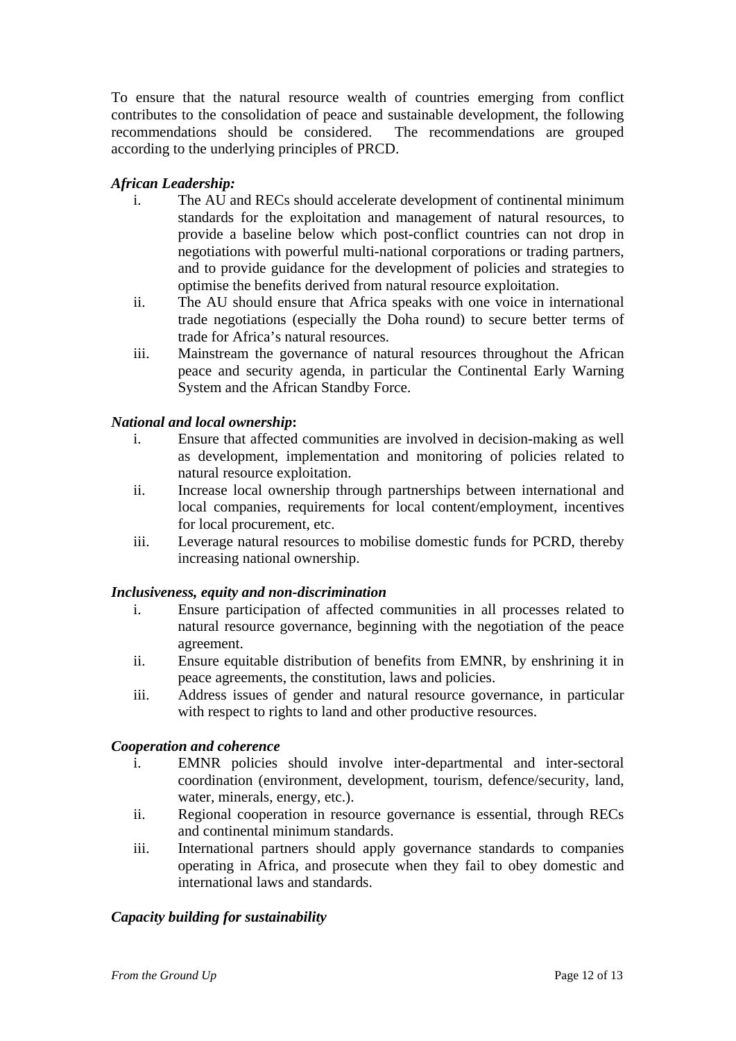To ensure that the natural resource wealth of countries emerging from conflict contributes to the consolidation of peace and sustainable development, the following recommendations should be considered. The recommendations are grouped according to the underlying principles of PRCD.

***African Leadership:***

i. The AU and RECs should accelerate development of continental minimum standards for the exploitation and management of natural resources, to provide a baseline below which post-conflict countries can not drop in negotiations with powerful multi-national corporations or trading partners, and to provide guidance for the development of policies and strategies to optimise the benefits derived from natural resource exploitation.
ii. The AU should ensure that Africa speaks with one voice in international trade negotiations (especially the Doha round) to secure better terms of trade for Africa's natural resources.
iii. Mainstream the governance of natural resources throughout the African peace and security agenda, in particular the Continental Early Warning System and the African Standby Force.

***National and local ownership*:**

i. Ensure that affected communities are involved in decision-making as well as development, implementation and monitoring of policies related to natural resource exploitation.
ii. Increase local ownership through partnerships between international and local companies, requirements for local content/employment, incentives for local procurement, etc.
iii. Leverage natural resources to mobilise domestic funds for PCRD, thereby increasing national ownership.

***Inclusiveness, equity and non-discrimination***

i. Ensure participation of affected communities in all processes related to natural resource governance, beginning with the negotiation of the peace agreement.
ii. Ensure equitable distribution of benefits from EMNR, by enshrining it in peace agreements, the constitution, laws and policies.
iii. Address issues of gender and natural resource governance, in particular with respect to rights to land and other productive resources.

***Cooperation and coherence***

i. EMNR policies should involve inter-departmental and inter-sectoral coordination (environment, development, tourism, defence/security, land, water, minerals, energy, etc.).
ii. Regional cooperation in resource governance is essential, through RECs and continental minimum standards.
iii. International partners should apply governance standards to companies operating in Africa, and prosecute when they fail to obey domestic and international laws and standards.

***Capacity building for sustainability***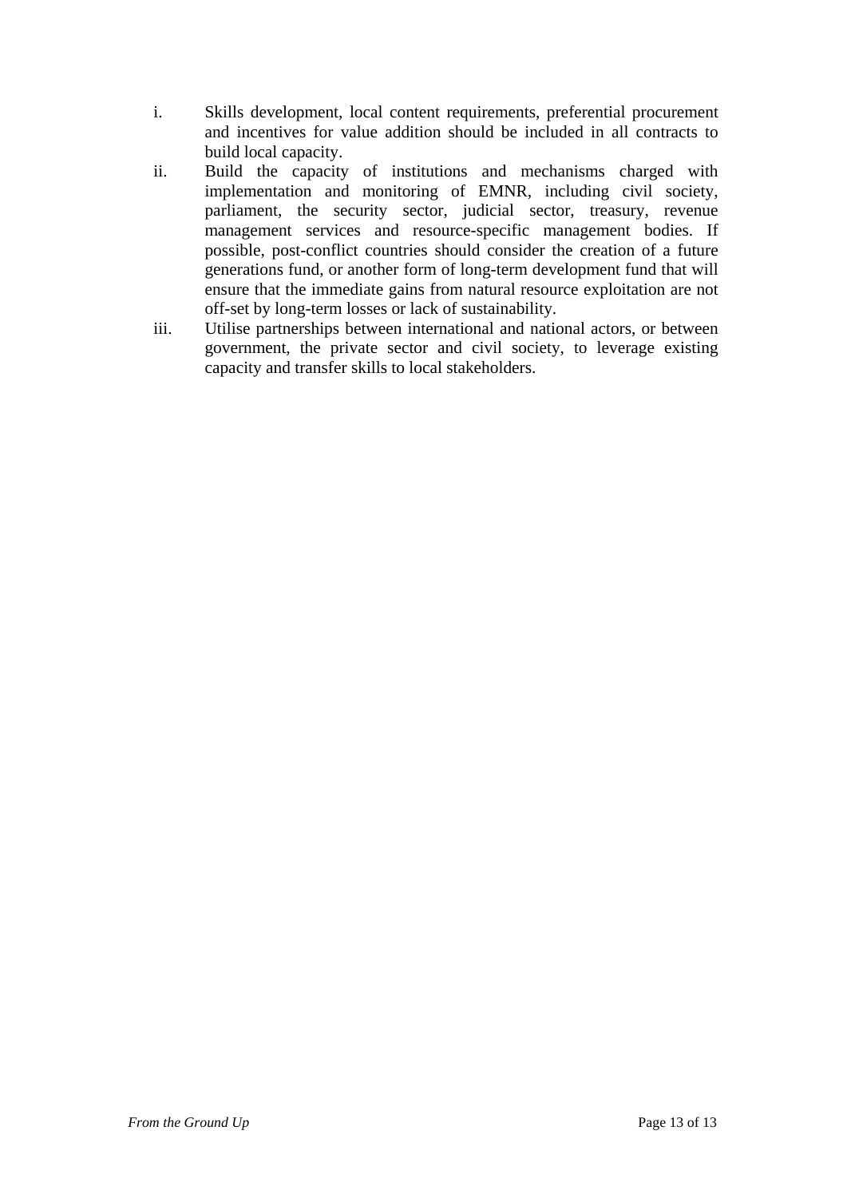i. Skills development, local content requirements, preferential procurement and incentives for value addition should be included in all contracts to build local capacity.

ii. Build the capacity of institutions and mechanisms charged with implementation and monitoring of EMNR, including civil society, parliament, the security sector, judicial sector, treasury, revenue management services and resource-specific management bodies. If possible, post-conflict countries should consider the creation of a future generations fund, or another form of long-term development fund that will ensure that the immediate gains from natural resource exploitation are not off-set by long-term losses or lack of sustainability.

iii. Utilise partnerships between international and national actors, or between government, the private sector and civil society, to leverage existing capacity and transfer skills to local stakeholders.